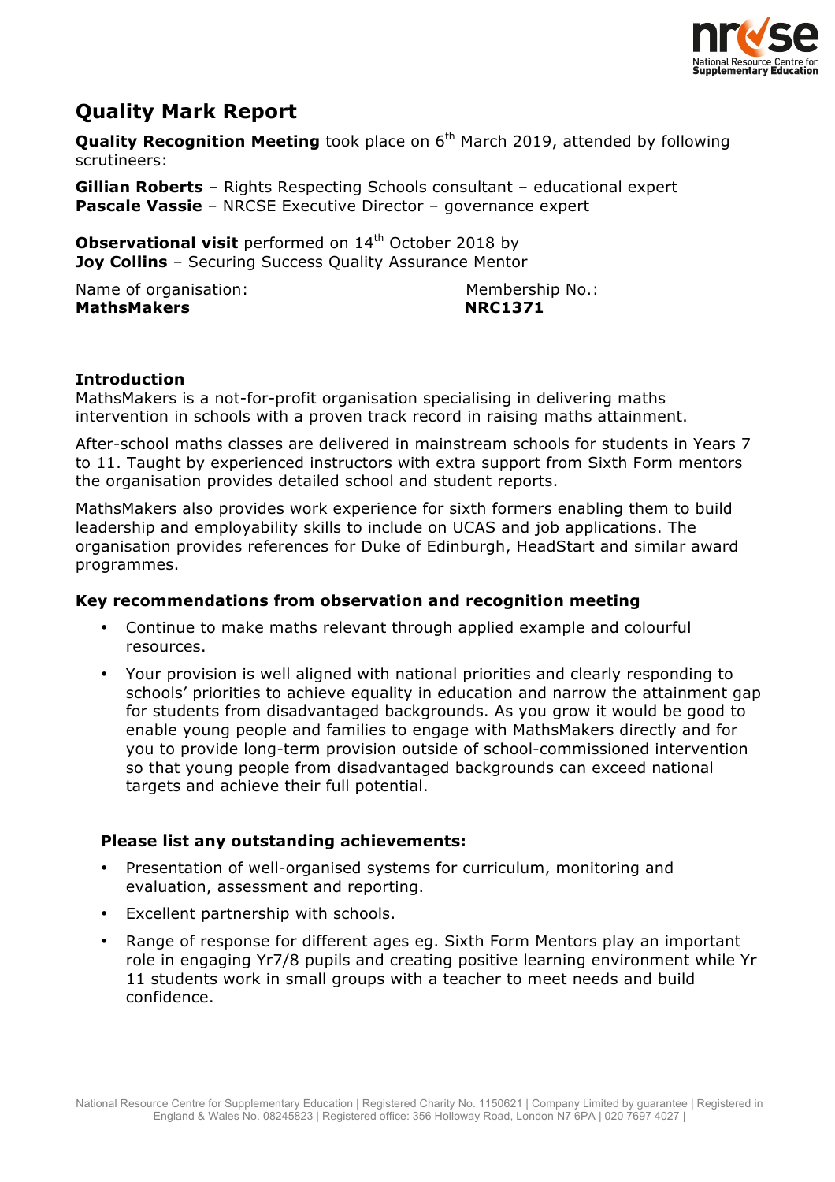# Quality Mark Report

**Quality Recognition Meeting** took place on 6th March 2019, attended by following scrutineers:

**Gillian Roberts** – Rights Respecting Schools consultant – educational expert
**Pascale Vassie** – NRCSE Executive Director – governance expert

**Observational visit** performed on 14th October 2018 by
**Joy Collins** – Securing Success Quality Assurance Mentor

| Name of organisation: | Membership No.: |
|---|---|
| **MathsMakers** | **NRC1371** |

### Introduction

MathsMakers is a not-for-profit organisation specialising in delivering maths intervention in schools with a proven track record in raising maths attainment.

After-school maths classes are delivered in mainstream schools for students in Years 7 to 11. Taught by experienced instructors with extra support from Sixth Form mentors the organisation provides detailed school and student reports.

MathsMakers also provides work experience for sixth formers enabling them to build leadership and employability skills to include on UCAS and job applications. The organisation provides references for Duke of Edinburgh, HeadStart and similar award programmes.

### Key recommendations from observation and recognition meeting

- Continue to make maths relevant through applied example and colourful resources.
- Your provision is well aligned with national priorities and clearly responding to schools' priorities to achieve equality in education and narrow the attainment gap for students from disadvantaged backgrounds. As you grow it would be good to enable young people and families to engage with MathsMakers directly and for you to provide long-term provision outside of school-commissioned intervention so that young people from disadvantaged backgrounds can exceed national targets and achieve their full potential.

### Please list any outstanding achievements:

- Presentation of well-organised systems for curriculum, monitoring and evaluation, assessment and reporting.
- Excellent partnership with schools.
- Range of response for different ages eg. Sixth Form Mentors play an important role in engaging Yr7/8 pupils and creating positive learning environment while Yr 11 students work in small groups with a teacher to meet needs and build confidence.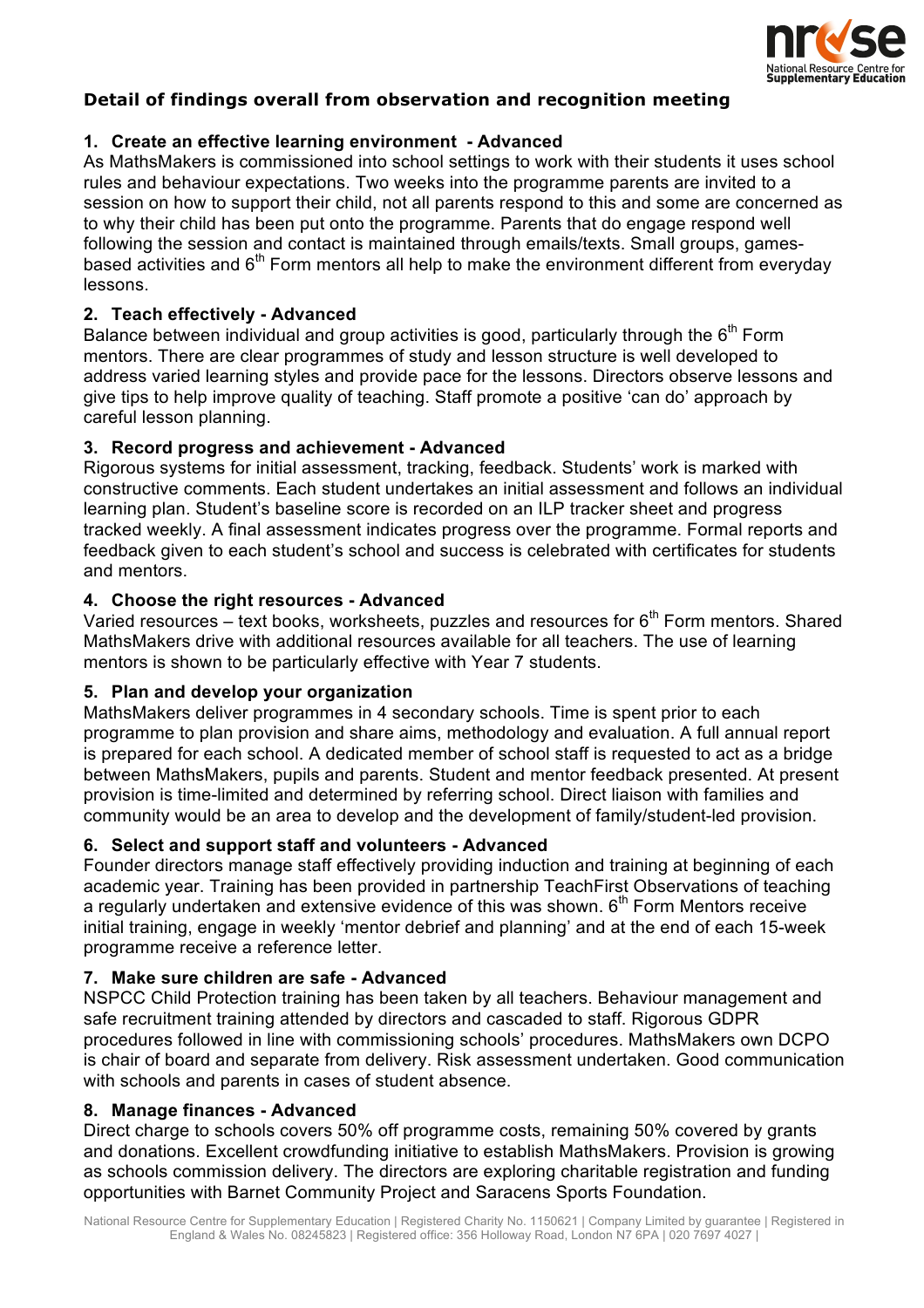## Detail of findings overall from observation and recognition meeting

### 1. Create an effective learning environment - Advanced

As MathsMakers is commissioned into school settings to work with their students it uses school rules and behaviour expectations. Two weeks into the programme parents are invited to a session on how to support their child, not all parents respond to this and some are concerned as to why their child has been put onto the programme. Parents that do engage respond well following the session and contact is maintained through emails/texts. Small groups, games-based activities and 6th Form mentors all help to make the environment different from everyday lessons.

### 2. Teach effectively - Advanced

Balance between individual and group activities is good, particularly through the 6th Form mentors. There are clear programmes of study and lesson structure is well developed to address varied learning styles and provide pace for the lessons. Directors observe lessons and give tips to help improve quality of teaching. Staff promote a positive 'can do' approach by careful lesson planning.

### 3. Record progress and achievement - Advanced

Rigorous systems for initial assessment, tracking, feedback. Students' work is marked with constructive comments. Each student undertakes an initial assessment and follows an individual learning plan. Student's baseline score is recorded on an ILP tracker sheet and progress tracked weekly. A final assessment indicates progress over the programme. Formal reports and feedback given to each student's school and success is celebrated with certificates for students and mentors.

### 4. Choose the right resources - Advanced

Varied resources – text books, worksheets, puzzles and resources for 6th Form mentors. Shared MathsMakers drive with additional resources available for all teachers. The use of learning mentors is shown to be particularly effective with Year 7 students.

### 5. Plan and develop your organization

MathsMakers deliver programmes in 4 secondary schools. Time is spent prior to each programme to plan provision and share aims, methodology and evaluation. A full annual report is prepared for each school. A dedicated member of school staff is requested to act as a bridge between MathsMakers, pupils and parents. Student and mentor feedback presented. At present provision is time-limited and determined by referring school. Direct liaison with families and community would be an area to develop and the development of family/student-led provision.

### 6. Select and support staff and volunteers - Advanced

Founder directors manage staff effectively providing induction and training at beginning of each academic year. Training has been provided in partnership TeachFirst Observations of teaching a regularly undertaken and extensive evidence of this was shown. 6th Form Mentors receive initial training, engage in weekly 'mentor debrief and planning' and at the end of each 15-week programme receive a reference letter.

### 7. Make sure children are safe - Advanced

NSPCC Child Protection training has been taken by all teachers. Behaviour management and safe recruitment training attended by directors and cascaded to staff. Rigorous GDPR procedures followed in line with commissioning schools' procedures. MathsMakers own DCPO is chair of board and separate from delivery. Risk assessment undertaken. Good communication with schools and parents in cases of student absence.

### 8. Manage finances - Advanced

Direct charge to schools covers 50% off programme costs, remaining 50% covered by grants and donations. Excellent crowdfunding initiative to establish MathsMakers. Provision is growing as schools commission delivery. The directors are exploring charitable registration and funding opportunities with Barnet Community Project and Saracens Sports Foundation.